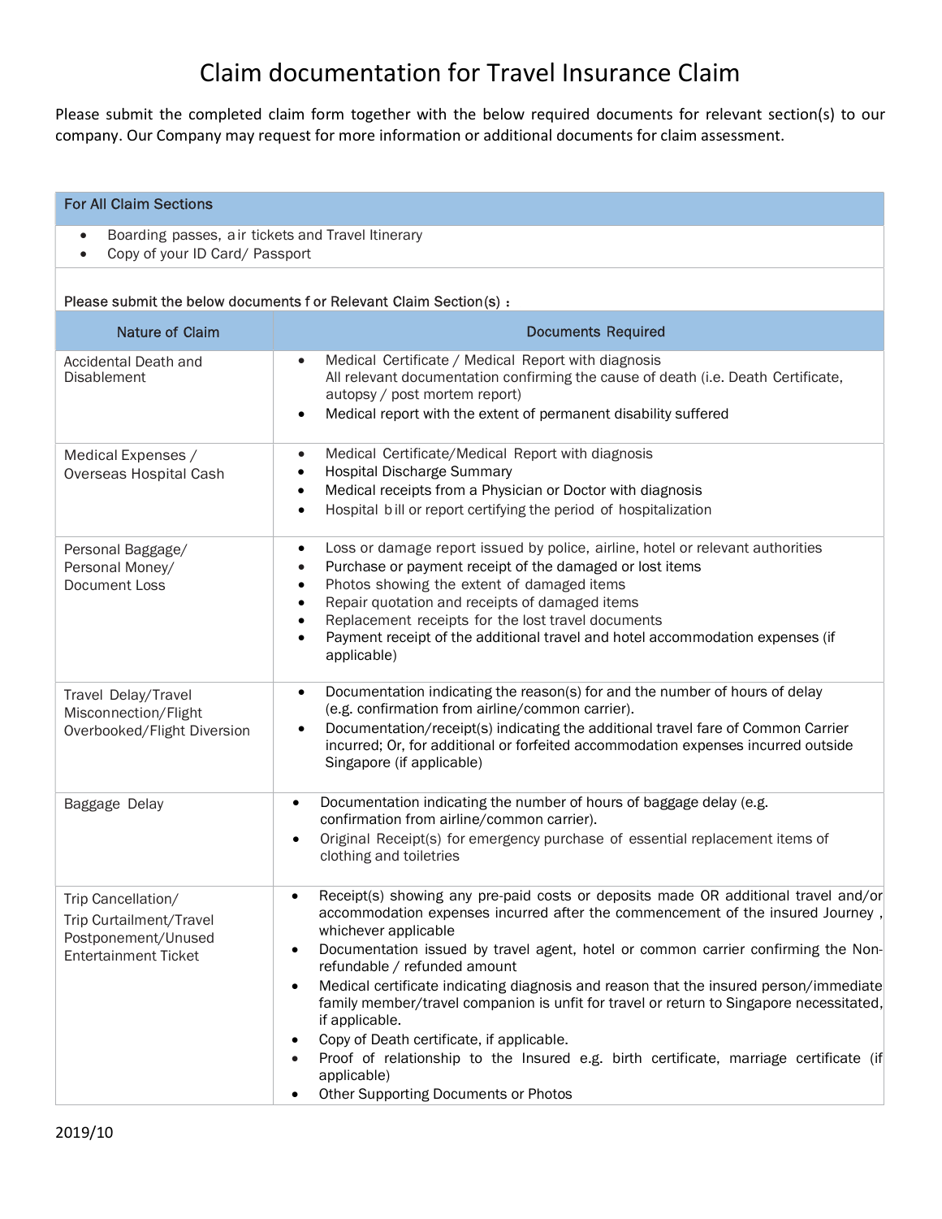# Claim documentation for Travel Insurance Claim

Please submit the completed claim form together with the below required documents for relevant section(s) to our company. Our Company may request for more information or additional documents for claim assessment.

**For All Claim Sections**

- Boarding passes, air tickets and Travel Itinerary
- Copy of your ID Card/ Passport

**Please submit the below documents for Relevant Claim Section(s)：**

| Nature of Claim | Documents Required |
|---|---|
| Accidental Death and Disablement | • Medical Certificate / Medical Report with diagnosis<br>All relevant documentation confirming the cause of death (i.e. Death Certificate, autopsy / post mortem report)<br>• Medical report with the extent of permanent disability suffered |
| Medical Expenses / Overseas Hospital Cash | • Medical Certificate/Medical Report with diagnosis<br>• Hospital Discharge Summary<br>• Medical receipts from a Physician or Doctor with diagnosis<br>• Hospital bill or report certifying the period of hospitalization |
| Personal Baggage/ Personal Money/ Document Loss | • Loss or damage report issued by police, airline, hotel or relevant authorities<br>• Purchase or payment receipt of the damaged or lost items<br>• Photos showing the extent of damaged items<br>• Repair quotation and receipts of damaged items<br>• Replacement receipts for the lost travel documents<br>• Payment receipt of the additional travel and hotel accommodation expenses (if applicable) |
| Travel Delay/Travel Misconnection/Flight Overbooked/Flight Diversion | • Documentation indicating the reason(s) for and the number of hours of delay (e.g. confirmation from airline/common carrier).<br>• Documentation/receipt(s) indicating the additional travel fare of Common Carrier incurred; Or, for additional or forfeited accommodation expenses incurred outside Singapore (if applicable) |
| Baggage Delay | • Documentation indicating the number of hours of baggage delay (e.g. confirmation from airline/common carrier).<br>• Original Receipt(s) for emergency purchase of essential replacement items of clothing and toiletries |
| Trip Cancellation/ Trip Curtailment/Travel Postponement/Unused Entertainment Ticket | • Receipt(s) showing any pre-paid costs or deposits made OR additional travel and/or accommodation expenses incurred after the commencement of the insured Journey , whichever applicable<br>• Documentation issued by travel agent, hotel or common carrier confirming the Non-refundable / refunded amount<br>• Medical certificate indicating diagnosis and reason that the insured person/immediate family member/travel companion is unfit for travel or return to Singapore necessitated, if applicable.<br>• Copy of Death certificate, if applicable.<br>• Proof of relationship to the Insured e.g. birth certificate, marriage certificate (if applicable)<br>• Other Supporting Documents or Photos |

2019/10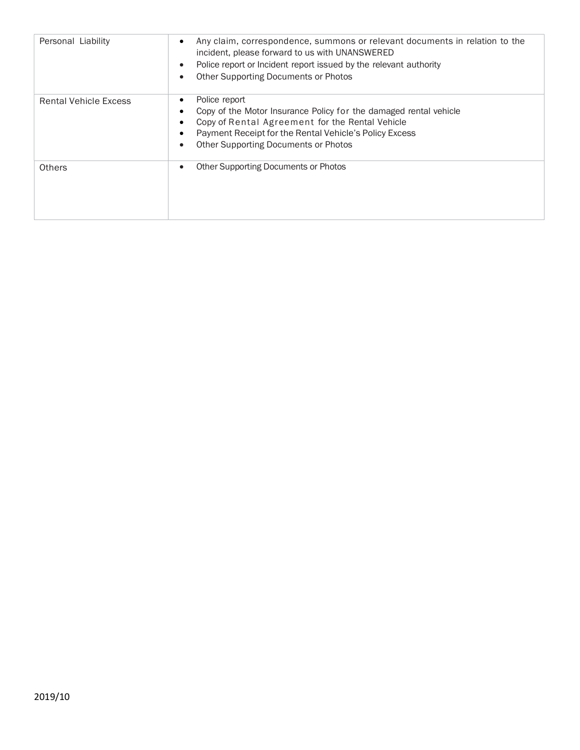| | |
|---|---|
| Personal Liability | • Any claim, correspondence, summons or relevant documents in relation to the incident, please forward to us with UNANSWERED<br>• Police report or Incident report issued by the relevant authority<br>• Other Supporting Documents or Photos |
| Rental Vehicle Excess | • Police report<br>• Copy of the Motor Insurance Policy for the damaged rental vehicle<br>• Copy of Rental Agreement for the Rental Vehicle<br>• Payment Receipt for the Rental Vehicle's Policy Excess<br>• Other Supporting Documents or Photos |
| Others | • Other Supporting Documents or Photos |

2019/10